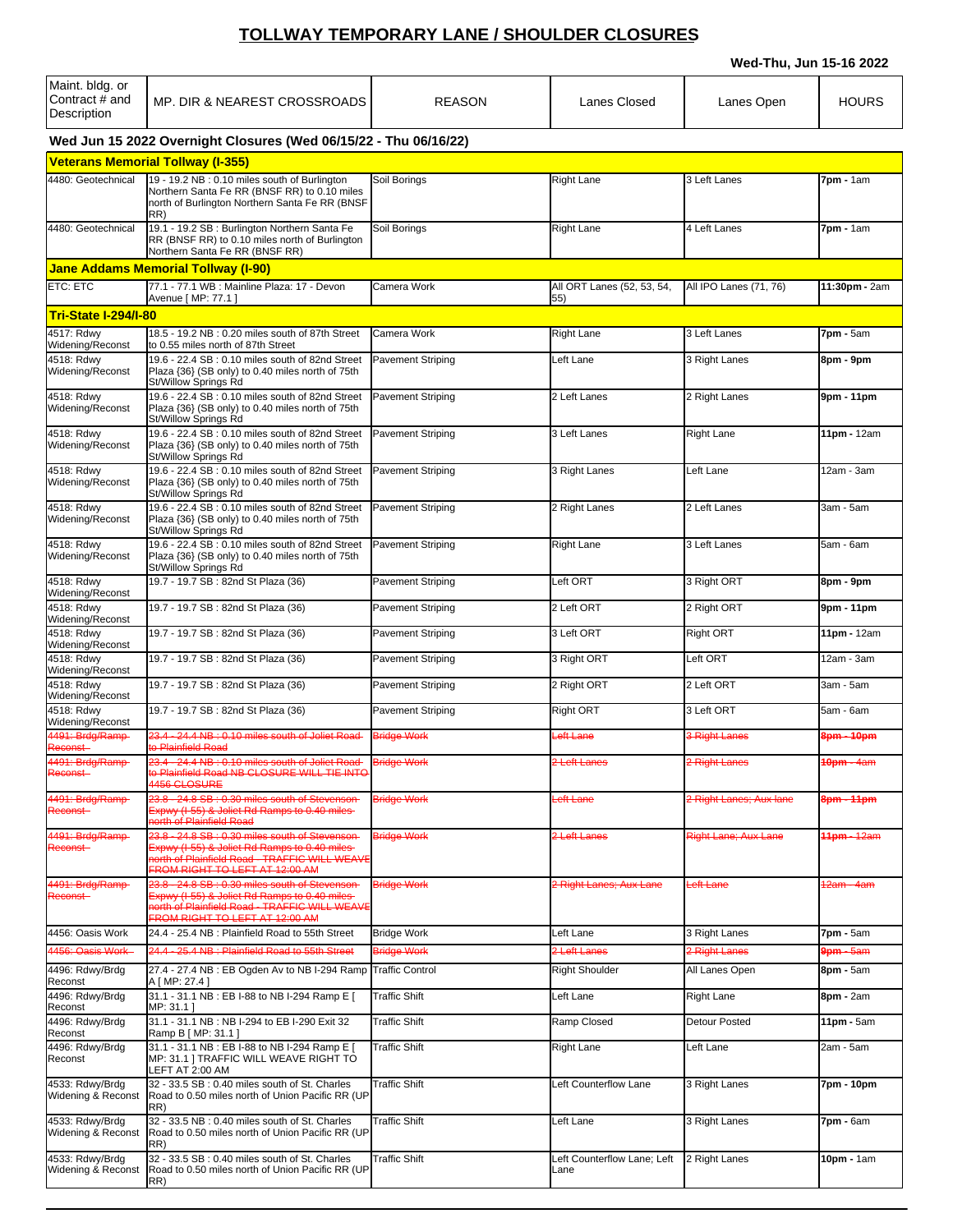# TOLLWAY TEMPORARY LANE / SHOULDER CLOSURES

**Wed-Thu, Jun 15-16 2022**

| Maint. bldg. or Contract # and Description | MP. DIR & NEAREST CROSSROADS | REASON | Lanes Closed | Lanes Open | HOURS |
|---|---|---|---|---|---|
| **Wed Jun 15 2022 Overnight Closures (Wed 06/15/22 - Thu 06/16/22)** | | | | | |
| **Veterans Memorial Tollway (I-355)** | | | | | |
| 4480: Geotechnical | 19 - 19.2 NB : 0.10 miles south of Burlington Northern Santa Fe RR (BNSF RR) to 0.10 miles north of Burlington Northern Santa Fe RR (BNSF RR) | Soil Borings | Right Lane | 3 Left Lanes | **7pm -** 1am |
| 4480: Geotechnical | 19.1 - 19.2 SB : Burlington Northern Santa Fe RR (BNSF RR) to 0.10 miles north of Burlington Northern Santa Fe RR (BNSF RR) | Soil Borings | Right Lane | 4 Left Lanes | **7pm -** 1am |
| **Jane Addams Memorial Tollway (I-90)** | | | | | |
| ETC: ETC | 77.1 - 77.1 WB : Mainline Plaza: 17 - Devon Avenue [ MP: 77.1 ] | Camera Work | All ORT Lanes (52, 53, 54, 55) | All IPO Lanes (71, 76) | **11:30pm -** 2am |
| **Tri-State I-294/I-80** | | | | | |
| 4517: Rdwy Widening/Reconst | 18.5 - 19.2 NB : 0.20 miles south of 87th Street to 0.55 miles north of 87th Street | Camera Work | Right Lane | 3 Left Lanes | **7pm -** 5am |
| 4518: Rdwy Widening/Reconst | 19.6 - 22.4 SB : 0.10 miles south of 82nd Street Plaza {36} (SB only) to 0.40 miles north of 75th St/Willow Springs Rd | Pavement Striping | Left Lane | 3 Right Lanes | **8pm - 9pm** |
| 4518: Rdwy Widening/Reconst | 19.6 - 22.4 SB : 0.10 miles south of 82nd Street Plaza {36} (SB only) to 0.40 miles north of 75th St/Willow Springs Rd | Pavement Striping | 2 Left Lanes | 2 Right Lanes | **9pm - 11pm** |
| 4518: Rdwy Widening/Reconst | 19.6 - 22.4 SB : 0.10 miles south of 82nd Street Plaza {36} (SB only) to 0.40 miles north of 75th St/Willow Springs Rd | Pavement Striping | 3 Left Lanes | Right Lane | **11pm -** 12am |
| 4518: Rdwy Widening/Reconst | 19.6 - 22.4 SB : 0.10 miles south of 82nd Street Plaza {36} (SB only) to 0.40 miles north of 75th St/Willow Springs Rd | Pavement Striping | 3 Right Lanes | Left Lane | 12am - 3am |
| 4518: Rdwy Widening/Reconst | 19.6 - 22.4 SB : 0.10 miles south of 82nd Street Plaza {36} (SB only) to 0.40 miles north of 75th St/Willow Springs Rd | Pavement Striping | 2 Right Lanes | 2 Left Lanes | 3am - 5am |
| 4518: Rdwy Widening/Reconst | 19.6 - 22.4 SB : 0.10 miles south of 82nd Street Plaza {36} (SB only) to 0.40 miles north of 75th St/Willow Springs Rd | Pavement Striping | Right Lane | 3 Left Lanes | 5am - 6am |
| 4518: Rdwy Widening/Reconst | 19.7 - 19.7 SB : 82nd St Plaza (36) | Pavement Striping | Left ORT | 3 Right ORT | **8pm - 9pm** |
| 4518: Rdwy Widening/Reconst | 19.7 - 19.7 SB : 82nd St Plaza (36) | Pavement Striping | 2 Left ORT | 2 Right ORT | **9pm - 11pm** |
| 4518: Rdwy Widening/Reconst | 19.7 - 19.7 SB : 82nd St Plaza (36) | Pavement Striping | 3 Left ORT | Right ORT | **11pm -** 12am |
| 4518: Rdwy Widening/Reconst | 19.7 - 19.7 SB : 82nd St Plaza (36) | Pavement Striping | 3 Right ORT | Left ORT | 12am - 3am |
| 4518: Rdwy Widening/Reconst | 19.7 - 19.7 SB : 82nd St Plaza (36) | Pavement Striping | 2 Right ORT | 2 Left ORT | 3am - 5am |
| 4518: Rdwy Widening/Reconst | 19.7 - 19.7 SB : 82nd St Plaza (36) | Pavement Striping | Right ORT | 3 Left ORT | 5am - 6am |
| ~~4491: Brdg/Ramp Reconst~~ | ~~23.4 - 24.4 NB : 0.10 miles south of Joliet Road to Plainfield Road~~ | ~~Bridge Work~~ | ~~Left Lane~~ | ~~3 Right Lanes~~ | ~~8pm - 10pm~~ |
| ~~4491: Brdg/Ramp Reconst~~ | ~~23.4 - 24.4 NB : 0.10 miles south of Joliet Road to Plainfield Road NB CLOSURE WILL TIE INTO 4456 CLOSURE~~ | ~~Bridge Work~~ | ~~2 Left Lanes~~ | ~~2 Right Lanes~~ | ~~10pm - 4am~~ |
| ~~4491: Brdg/Ramp Reconst~~ | ~~23.8 - 24.8 SB : 0.30 miles south of Stevenson Expwy (I-55) & Joliet Rd Ramps to 0.40 miles north of Plainfield Road~~ | ~~Bridge Work~~ | ~~Left Lane~~ | ~~2 Right Lanes; Aux lane~~ | ~~8pm - 11pm~~ |
| ~~4491: Brdg/Ramp Reconst~~ | ~~23.8 - 24.8 SB : 0.30 miles south of Stevenson Expwy (I-55) & Joliet Rd Ramps to 0.40 miles north of Plainfield Road - TRAFFIC WILL WEAVE FROM RIGHT TO LEFT AT 12:00 AM~~ | ~~Bridge Work~~ | ~~2 Left Lanes~~ | ~~Right Lane; Aux Lane~~ | ~~11pm - 12am~~ |
| ~~4491: Brdg/Ramp Reconst~~ | ~~23.8 - 24.8 SB : 0.30 miles south of Stevenson Expwy (I-55) & Joliet Rd Ramps to 0.40 miles north of Plainfield Road - TRAFFIC WILL WEAVE FROM RIGHT TO LEFT AT 12:00 AM~~ | ~~Bridge Work~~ | ~~2 Right Lanes; Aux Lane~~ | ~~Left Lane~~ | ~~12am - 4am~~ |
| 4456: Oasis Work | 24.4 - 25.4 NB : Plainfield Road to 55th Street | Bridge Work | Left Lane | 3 Right Lanes | **7pm -** 5am |
| ~~4456: Oasis Work~~ | ~~24.4 - 25.4 NB : Plainfield Road to 55th Street~~ | ~~Bridge Work~~ | ~~2 Left Lanes~~ | ~~2 Right Lanes~~ | ~~9pm - 5am~~ |
| 4496: Rdwy/Brdg Reconst | 27.4 - 27.4 NB : EB Ogden Av to NB I-294 Ramp A [ MP: 27.4 ] | Traffic Control | Right Shoulder | All Lanes Open | **8pm -** 5am |
| 4496: Rdwy/Brdg Reconst | 31.1 - 31.1 NB : EB I-88 to NB I-294 Ramp E [ MP: 31.1 ] | Traffic Shift | Left Lane | Right Lane | **8pm -** 2am |
| 4496: Rdwy/Brdg Reconst | 31.1 - 31.1 NB : NB I-294 to EB I-290 Exit 32 Ramp B [ MP: 31.1 ] | Traffic Shift | Ramp Closed | Detour Posted | **11pm -** 5am |
| 4496: Rdwy/Brdg Reconst | 31.1 - 31.1 NB : EB I-88 to NB I-294 Ramp E [ MP: 31.1 ] TRAFFIC WILL WEAVE RIGHT TO LEFT AT 2:00 AM | Traffic Shift | Right Lane | Left Lane | 2am - 5am |
| 4533: Rdwy/Brdg Widening & Reconst | 32 - 33.5 SB : 0.40 miles south of St. Charles Road to 0.50 miles north of Union Pacific RR (UP RR) | Traffic Shift | Left Counterflow Lane | 3 Right Lanes | **7pm - 10pm** |
| 4533: Rdwy/Brdg Widening & Reconst | 32 - 33.5 NB : 0.40 miles south of St. Charles Road to 0.50 miles north of Union Pacific RR (UP RR) | Traffic Shift | Left Lane | 3 Right Lanes | **7pm -** 6am |
| 4533: Rdwy/Brdg Widening & Reconst | 32 - 33.5 SB : 0.40 miles south of St. Charles Road to 0.50 miles north of Union Pacific RR (UP RR) | Traffic Shift | Left Counterflow Lane; Left Lane | 2 Right Lanes | **10pm -** 1am |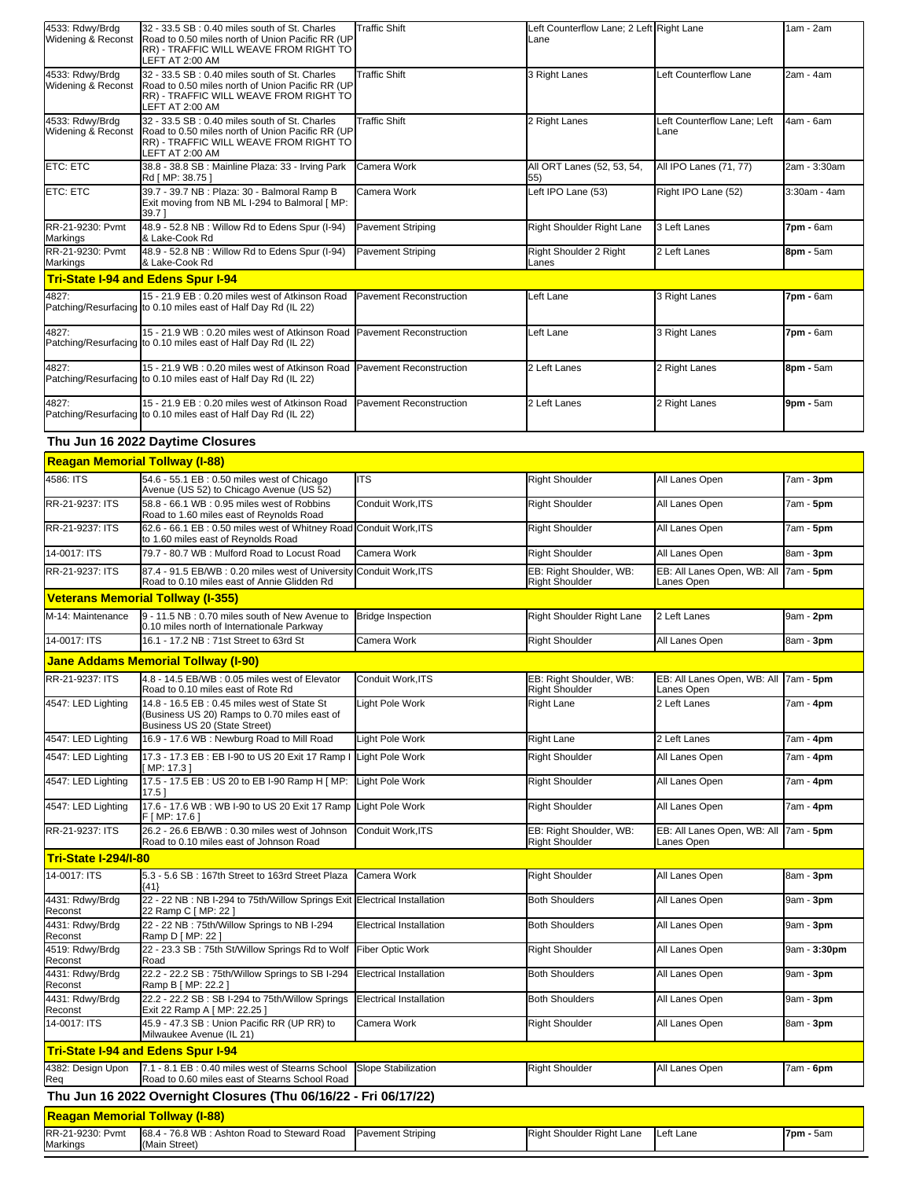| | | | | | |
|---|---|---|---|---|---|
| 4533: Rdwy/Brdg Widening & Reconst | 32 - 33.5 SB : 0.40 miles south of St. Charles Road to 0.50 miles north of Union Pacific RR (UP RR) - TRAFFIC WILL WEAVE FROM RIGHT TO LEFT AT 2:00 AM | Traffic Shift | Left Counterflow Lane; 2 Left Lane | Right Lane | 1am - 2am |
| 4533: Rdwy/Brdg Widening & Reconst | 32 - 33.5 SB : 0.40 miles south of St. Charles Road to 0.50 miles north of Union Pacific RR (UP RR) - TRAFFIC WILL WEAVE FROM RIGHT TO LEFT AT 2:00 AM | Traffic Shift | 3 Right Lanes | Left Counterflow Lane | 2am - 4am |
| 4533: Rdwy/Brdg Widening & Reconst | 32 - 33.5 SB : 0.40 miles south of St. Charles Road to 0.50 miles north of Union Pacific RR (UP RR) - TRAFFIC WILL WEAVE FROM RIGHT TO LEFT AT 2:00 AM | Traffic Shift | 2 Right Lanes | Left Counterflow Lane; Left Lane | 4am - 6am |
| ETC: ETC | 38.8 - 38.8 SB : Mainline Plaza: 33 - Irving Park Rd [ MP: 38.75 ] | Camera Work | All ORT Lanes (52, 53, 54, 55) | All IPO Lanes (71, 77) | 2am - 3:30am |
| ETC: ETC | 39.7 - 39.7 NB : Plaza: 30 - Balmoral Ramp B Exit moving from NB ML I-294 to Balmoral [ MP: 39.7 ] | Camera Work | Left IPO Lane (53) | Right IPO Lane (52) | 3:30am - 4am |
| RR-21-9230: Pvmt Markings | 48.9 - 52.8 NB : Willow Rd to Edens Spur (I-94) & Lake-Cook Rd | Pavement Striping | Right Shoulder Right Lane | 3 Left Lanes | **7pm** - 6am |
| RR-21-9230: Pvmt Markings | 48.9 - 52.8 NB : Willow Rd to Edens Spur (I-94) & Lake-Cook Rd | Pavement Striping | Right Shoulder 2 Right Lanes | 2 Left Lanes | **8pm** - 5am |

**Tri-State I-94 and Edens Spur I-94**

| | | | | | |
|---|---|---|---|---|---|
| 4827: Patching/Resurfacing | 15 - 21.9 EB : 0.20 miles west of Atkinson Road to 0.10 miles east of Half Day Rd (IL 22) | Pavement Reconstruction | Left Lane | 3 Right Lanes | **7pm** - 6am |
| 4827: Patching/Resurfacing | 15 - 21.9 WB : 0.20 miles west of Atkinson Road to 0.10 miles east of Half Day Rd (IL 22) | Pavement Reconstruction | Left Lane | 3 Right Lanes | **7pm** - 6am |
| 4827: Patching/Resurfacing | 15 - 21.9 WB : 0.20 miles west of Atkinson Road to 0.10 miles east of Half Day Rd (IL 22) | Pavement Reconstruction | 2 Left Lanes | 2 Right Lanes | **8pm** - 5am |
| 4827: Patching/Resurfacing | 15 - 21.9 EB : 0.20 miles west of Atkinson Road to 0.10 miles east of Half Day Rd (IL 22) | Pavement Reconstruction | 2 Left Lanes | 2 Right Lanes | **9pm** - 5am |

## Thu Jun 16 2022 Daytime Closures

**Reagan Memorial Tollway (I-88)**

| | | | | | |
|---|---|---|---|---|---|
| 4586: ITS | 54.6 - 55.1 EB : 0.50 miles west of Chicago Avenue (US 52) to Chicago Avenue (US 52) | ITS | Right Shoulder | All Lanes Open | 7am - **3pm** |
| RR-21-9237: ITS | 58.8 - 66.1 WB : 0.95 miles west of Robbins Road to 1.60 miles east of Reynolds Road | Conduit Work,ITS | Right Shoulder | All Lanes Open | 7am - **5pm** |
| RR-21-9237: ITS | 62.6 - 66.1 EB : 0.50 miles west of Whitney Road to 1.60 miles east of Reynolds Road | Conduit Work,ITS | Right Shoulder | All Lanes Open | 7am - **5pm** |
| 14-0017: ITS | 79.7 - 80.7 WB : Mulford Road to Locust Road | Camera Work | Right Shoulder | All Lanes Open | 8am - **3pm** |
| RR-21-9237: ITS | 87.4 - 91.5 EB/WB : 0.20 miles west of University Road to 0.10 miles east of Annie Glidden Rd | Conduit Work,ITS | EB: Right Shoulder, WB: Right Shoulder | EB: All Lanes Open, WB: All Lanes Open | 7am - **5pm** |

**Veterans Memorial Tollway (I-355)**

| | | | | | |
|---|---|---|---|---|---|
| M-14: Maintenance | 9 - 11.5 NB : 0.70 miles south of New Avenue to 0.10 miles north of Internationale Parkway | Bridge Inspection | Right Shoulder Right Lane | 2 Left Lanes | 9am - **2pm** |
| 14-0017: ITS | 16.1 - 17.2 NB : 71st Street to 63rd St | Camera Work | Right Shoulder | All Lanes Open | 8am - **3pm** |

**Jane Addams Memorial Tollway (I-90)**

| | | | | | |
|---|---|---|---|---|---|
| RR-21-9237: ITS | 4.8 - 14.5 EB/WB : 0.05 miles west of Elevator Road to 0.10 miles east of Rote Rd | Conduit Work,ITS | EB: Right Shoulder, WB: Right Shoulder | EB: All Lanes Open, WB: All Lanes Open | 7am - **5pm** |
| 4547: LED Lighting | 14.8 - 16.5 EB : 0.45 miles west of State St (Business US 20) Ramps to 0.70 miles east of Business US 20 (State Street) | Light Pole Work | Right Lane | 2 Left Lanes | 7am - **4pm** |
| 4547: LED Lighting | 16.9 - 17.6 WB : Newburg Road to Mill Road | Light Pole Work | Right Lane | 2 Left Lanes | 7am - **4pm** |
| 4547: LED Lighting | 17.3 - 17.3 EB : EB I-90 to US 20 Exit 17 Ramp I [ MP: 17.3 ] | Light Pole Work | Right Shoulder | All Lanes Open | 7am - **4pm** |
| 4547: LED Lighting | 17.5 - 17.5 EB : US 20 to EB I-90 Ramp H [ MP: 17.5 ] | Light Pole Work | Right Shoulder | All Lanes Open | 7am - **4pm** |
| 4547: LED Lighting | 17.6 - 17.6 WB : WB I-90 to US 20 Exit 17 Ramp F [ MP: 17.6 ] | Light Pole Work | Right Shoulder | All Lanes Open | 7am - **4pm** |
| RR-21-9237: ITS | 26.2 - 26.6 EB/WB : 0.30 miles west of Johnson Road to 0.10 miles east of Johnson Road | Conduit Work,ITS | EB: Right Shoulder, WB: Right Shoulder | EB: All Lanes Open, WB: All Lanes Open | 7am - **5pm** |

**Tri-State I-294/I-80**

| | | | | | |
|---|---|---|---|---|---|
| 14-0017: ITS | 5.3 - 5.6 SB : 167th Street to 163rd Street Plaza {41} | Camera Work | Right Shoulder | All Lanes Open | 8am - **3pm** |
| 4431: Rdwy/Brdg Reconst | 22 - 22 NB : NB I-294 to 75th/Willow Springs Exit 22 Ramp C [ MP: 22 ] | Electrical Installation | Both Shoulders | All Lanes Open | 9am - **3pm** |
| 4431: Rdwy/Brdg Reconst | 22 - 22 NB : 75th/Willow Springs to NB I-294 Ramp D [ MP: 22 ] | Electrical Installation | Both Shoulders | All Lanes Open | 9am - **3pm** |
| 4519: Rdwy/Brdg Reconst | 22 - 23.3 SB : 75th St/Willow Springs Rd to Wolf Road | Fiber Optic Work | Right Shoulder | All Lanes Open | 9am - **3:30pm** |
| 4431: Rdwy/Brdg Reconst | 22.2 - 22.2 SB : 75th/Willow Springs to SB I-294 Ramp B [ MP: 22.2 ] | Electrical Installation | Both Shoulders | All Lanes Open | 9am - **3pm** |
| 4431: Rdwy/Brdg Reconst | 22.2 - 22.2 SB : SB I-294 to 75th/Willow Springs Exit 22 Ramp A [ MP: 22.25 ] | Electrical Installation | Both Shoulders | All Lanes Open | 9am - **3pm** |
| 14-0017: ITS | 45.9 - 47.3 SB : Union Pacific RR (UP RR) to Milwaukee Avenue (IL 21) | Camera Work | Right Shoulder | All Lanes Open | 8am - **3pm** |

**Tri-State I-94 and Edens Spur I-94**

| | | | | | |
|---|---|---|---|---|---|
| 4382: Design Upon Req | 7.1 - 8.1 EB : 0.40 miles west of Stearns School Road to 0.60 miles east of Stearns School Road | Slope Stabilization | Right Shoulder | All Lanes Open | 7am - **6pm** |

## Thu Jun 16 2022 Overnight Closures (Thu 06/16/22 - Fri 06/17/22)

**Reagan Memorial Tollway (I-88)**

| | | | | | |
|---|---|---|---|---|---|
| RR-21-9230: Pvmt Markings | 68.4 - 76.8 WB : Ashton Road to Steward Road (Main Street) | Pavement Striping | Right Shoulder Right Lane | Left Lane | **7pm** - 5am |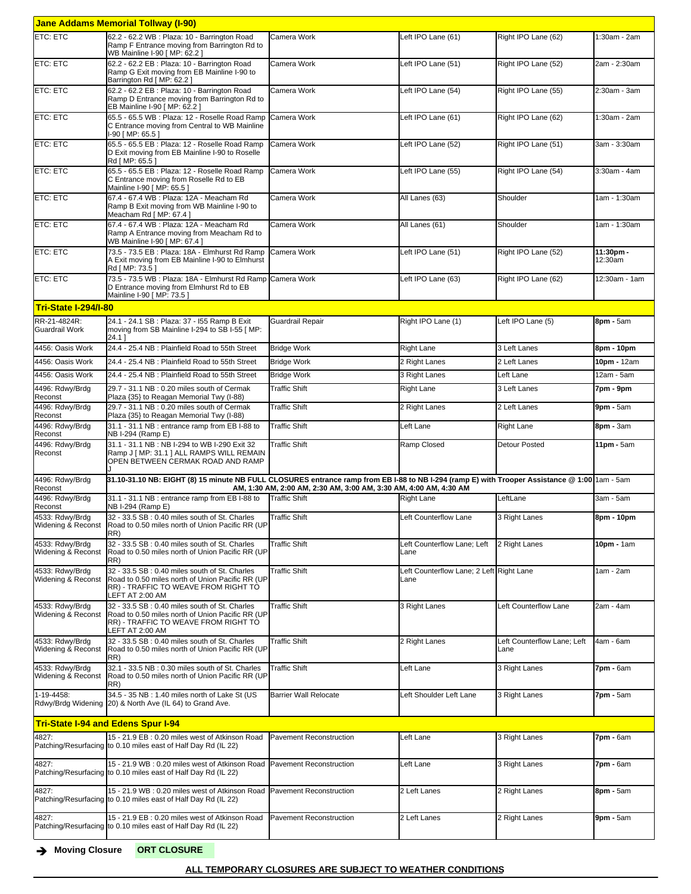| | | | | | |
|---|---|---|---|---|---|
| **Jane Addams Memorial Tollway (I-90)** | | | | | |
| ETC: ETC | 62.2 - 62.2 WB : Plaza: 10 - Barrington Road Ramp F Entrance moving from Barrington Rd to WB Mainline I-90 [ MP: 62.2 ] | Camera Work | Left IPO Lane (61) | Right IPO Lane (62) | 1:30am - 2am |
| ETC: ETC | 62.2 - 62.2 EB : Plaza: 10 - Barrington Road Ramp G Exit moving from EB Mainline I-90 to Barrington Rd [ MP: 62.2 ] | Camera Work | Left IPO Lane (51) | Right IPO Lane (52) | 2am - 2:30am |
| ETC: ETC | 62.2 - 62.2 EB : Plaza: 10 - Barrington Road Ramp D Entrance moving from Barrington Rd to EB Mainline I-90 [ MP: 62.2 ] | Camera Work | Left IPO Lane (54) | Right IPO Lane (55) | 2:30am - 3am |
| ETC: ETC | 65.5 - 65.5 WB : Plaza: 12 - Roselle Road Ramp C Entrance moving from Central to WB Mainline I-90 [ MP: 65.5 ] | Camera Work | Left IPO Lane (61) | Right IPO Lane (62) | 1:30am - 2am |
| ETC: ETC | 65.5 - 65.5 EB : Plaza: 12 - Roselle Road Ramp D Exit moving from EB Mainline I-90 to Roselle Rd [ MP: 65.5 ] | Camera Work | Left IPO Lane (52) | Right IPO Lane (51) | 3am - 3:30am |
| ETC: ETC | 65.5 - 65.5 EB : Plaza: 12 - Roselle Road Ramp C Entrance moving from Roselle Rd to EB Mainline I-90 [ MP: 65.5 ] | Camera Work | Left IPO Lane (55) | Right IPO Lane (54) | 3:30am - 4am |
| ETC: ETC | 67.4 - 67.4 WB : Plaza: 12A - Meacham Rd Ramp B Exit moving from WB Mainline I-90 to Meacham Rd [ MP: 67.4 ] | Camera Work | All Lanes (63) | Shoulder | 1am - 1:30am |
| ETC: ETC | 67.4 - 67.4 WB : Plaza: 12A - Meacham Rd Ramp A Entrance moving from Meacham Rd to WB Mainline I-90 [ MP: 67.4 ] | Camera Work | All Lanes (61) | Shoulder | 1am - 1:30am |
| ETC: ETC | 73.5 - 73.5 EB : Plaza: 18A - Elmhurst Rd Ramp A Exit moving from EB Mainline I-90 to Elmhurst Rd [ MP: 73.5 ] | Camera Work | Left IPO Lane (51) | Right IPO Lane (52) | **11:30pm -** 12:30am |
| ETC: ETC | 73.5 - 73.5 EB : Plaza: 18A - Elmhurst Rd Ramp D Entrance moving from Elmhurst Rd to EB Mainline I-90 [ MP: 73.5 ] | Camera Work | Left IPO Lane (63) | Right IPO Lane (62) | 12:30am - 1am |
| **Tri-State I-294/I-80** | | | | | |
| RR-21-4824R: Guardrail Work | 24.1 - 24.1 SB : Plaza: 37 - I55 Ramp B Exit moving from SB Mainline I-294 to SB I-55 [ MP: 24.1 ] | Guardrail Repair | Right IPO Lane (1) | Left IPO Lane (5) | **8pm -** 5am |
| 4456: Oasis Work | 24.4 - 25.4 NB : Plainfield Road to 55th Street | Bridge Work | Right Lane | 3 Left Lanes | **8pm - 10pm** |
| 4456: Oasis Work | 24.4 - 25.4 NB : Plainfield Road to 55th Street | Bridge Work | 2 Right Lanes | 2 Left Lanes | **10pm -** 12am |
| 4456: Oasis Work | 24.4 - 25.4 NB : Plainfield Road to 55th Street | Bridge Work | 3 Right Lanes | Left Lane | 12am - 5am |
| 4496: Rdwy/Brdg Reconst | 29.7 - 31.1 NB : 0.20 miles south of Cermak Plaza {35} to Reagan Memorial Twy (I-88) | Traffic Shift | Right Lane | 3 Left Lanes | **7pm - 9pm** |
| 4496: Rdwy/Brdg Reconst | 29.7 - 31.1 NB : 0.20 miles south of Cermak Plaza {35} to Reagan Memorial Twy (I-88) | Traffic Shift | 2 Right Lanes | 2 Left Lanes | **9pm -** 5am |
| 4496: Rdwy/Brdg Reconst | 31.1 - 31.1 NB : entrance ramp from EB I-88 to NB I-294 (Ramp E) | Traffic Shift | Left Lane | Right Lane | **8pm -** 3am |
| 4496: Rdwy/Brdg Reconst | 31.1 - 31.1 NB : NB I-294 to WB I-290 Exit 32 Ramp J [ MP: 31.1 ] ALL RAMPS WILL REMAIN OPEN BETWEEN CERMAK ROAD AND RAMP J | Traffic Shift | Ramp Closed | Detour Posted | **11pm -** 5am |
| 4496: Rdwy/Brdg Reconst | **31.10-31.10 NB: EIGHT (8) 15 minute NB FULL CLOSURES entrance ramp from EB I-88 to NB I-294 (ramp E) with Trooper Assistance @ 1:00 AM, 1:30 AM, 2:00 AM, 2:30 AM, 3:00 AM, 3:30 AM, 4:00 AM, 4:30 AM** | | | | 1am - 5am |
| 4496: Rdwy/Brdg Reconst | 31.1 - 31.1 NB : entrance ramp from EB I-88 to NB I-294 (Ramp E) | Traffic Shift | Right Lane | LeftLane | 3am - 5am |
| 4533: Rdwy/Brdg Widening & Reconst | 32 - 33.5 SB : 0.40 miles south of St. Charles Road to 0.50 miles north of Union Pacific RR (UP RR) | Traffic Shift | Left Counterflow Lane | 3 Right Lanes | **8pm - 10pm** |
| 4533: Rdwy/Brdg Widening & Reconst | 32 - 33.5 SB : 0.40 miles south of St. Charles Road to 0.50 miles north of Union Pacific RR (UP RR) | Traffic Shift | Left Counterflow Lane; Left Lane | 2 Right Lanes | **10pm -** 1am |
| 4533: Rdwy/Brdg Widening & Reconst | 32 - 33.5 SB : 0.40 miles south of St. Charles Road to 0.50 miles north of Union Pacific RR (UP RR) - TRAFFIC TO WEAVE FROM RIGHT TO LEFT AT 2:00 AM | Traffic Shift | Left Counterflow Lane; 2 Left Lane | Right Lane | 1am - 2am |
| 4533: Rdwy/Brdg Widening & Reconst | 32 - 33.5 SB : 0.40 miles south of St. Charles Road to 0.50 miles north of Union Pacific RR (UP RR) - TRAFFIC TO WEAVE FROM RIGHT TO LEFT AT 2:00 AM | Traffic Shift | 3 Right Lanes | Left Counterflow Lane | 2am - 4am |
| 4533: Rdwy/Brdg Widening & Reconst | 32 - 33.5 SB : 0.40 miles south of St. Charles Road to 0.50 miles north of Union Pacific RR (UP RR) | Traffic Shift | 2 Right Lanes | Left Counterflow Lane; Left Lane | 4am - 6am |
| 4533: Rdwy/Brdg Widening & Reconst | 32.1 - 33.5 NB : 0.30 miles south of St. Charles Road to 0.50 miles north of Union Pacific RR (UP RR) | Traffic Shift | Left Lane | 3 Right Lanes | **7pm -** 6am |
| 1-19-4458: Rdwy/Brdg Widening | 34.5 - 35 NB : 1.40 miles north of Lake St (US 20) & North Ave (IL 64) to Grand Ave. | Barrier Wall Relocate | Left Shoulder Left Lane | 3 Right Lanes | **7pm -** 5am |
| **Tri-State I-94 and Edens Spur I-94** | | | | | |
| 4827: Patching/Resurfacing | 15 - 21.9 EB : 0.20 miles west of Atkinson Road to 0.10 miles east of Half Day Rd (IL 22) | Pavement Reconstruction | Left Lane | 3 Right Lanes | **7pm -** 6am |
| 4827: Patching/Resurfacing | 15 - 21.9 WB : 0.20 miles west of Atkinson Road to 0.10 miles east of Half Day Rd (IL 22) | Pavement Reconstruction | Left Lane | 3 Right Lanes | **7pm -** 6am |
| 4827: Patching/Resurfacing | 15 - 21.9 WB : 0.20 miles west of Atkinson Road to 0.10 miles east of Half Day Rd (IL 22) | Pavement Reconstruction | 2 Left Lanes | 2 Right Lanes | **8pm -** 5am |
| 4827: Patching/Resurfacing | 15 - 21.9 EB : 0.20 miles west of Atkinson Road to 0.10 miles east of Half Day Rd (IL 22) | Pavement Reconstruction | 2 Left Lanes | 2 Right Lanes | **9pm -** 5am |

→ **Moving Closure** **ORT CLOSURE**

**ALL TEMPORARY CLOSURES ARE SUBJECT TO WEATHER CONDITIONS**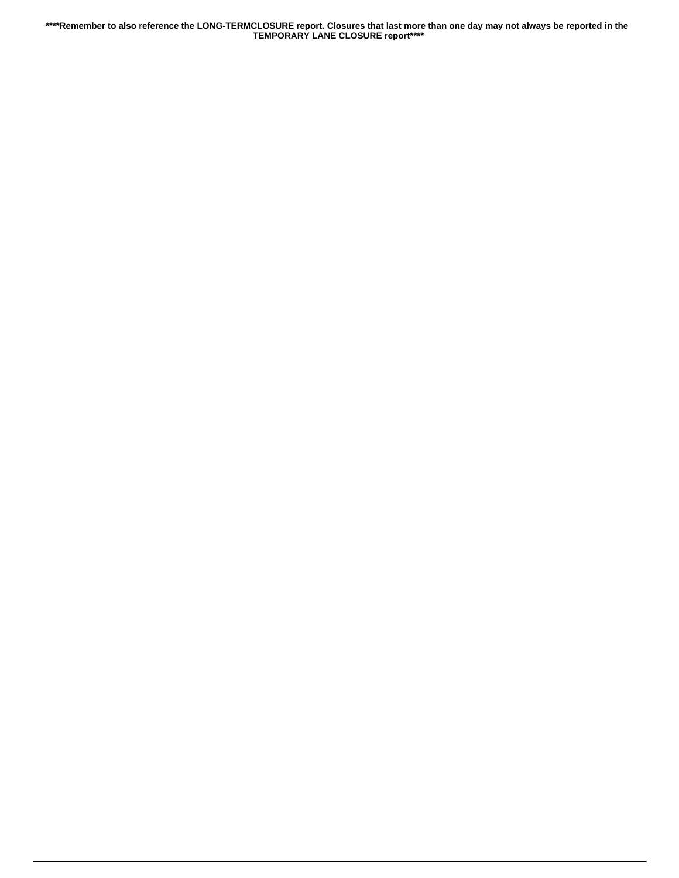****Remember to also reference the LONG-TERMCLOSURE report. Closures that last more than one day may not always be reported in the TEMPORARY LANE CLOSURE report****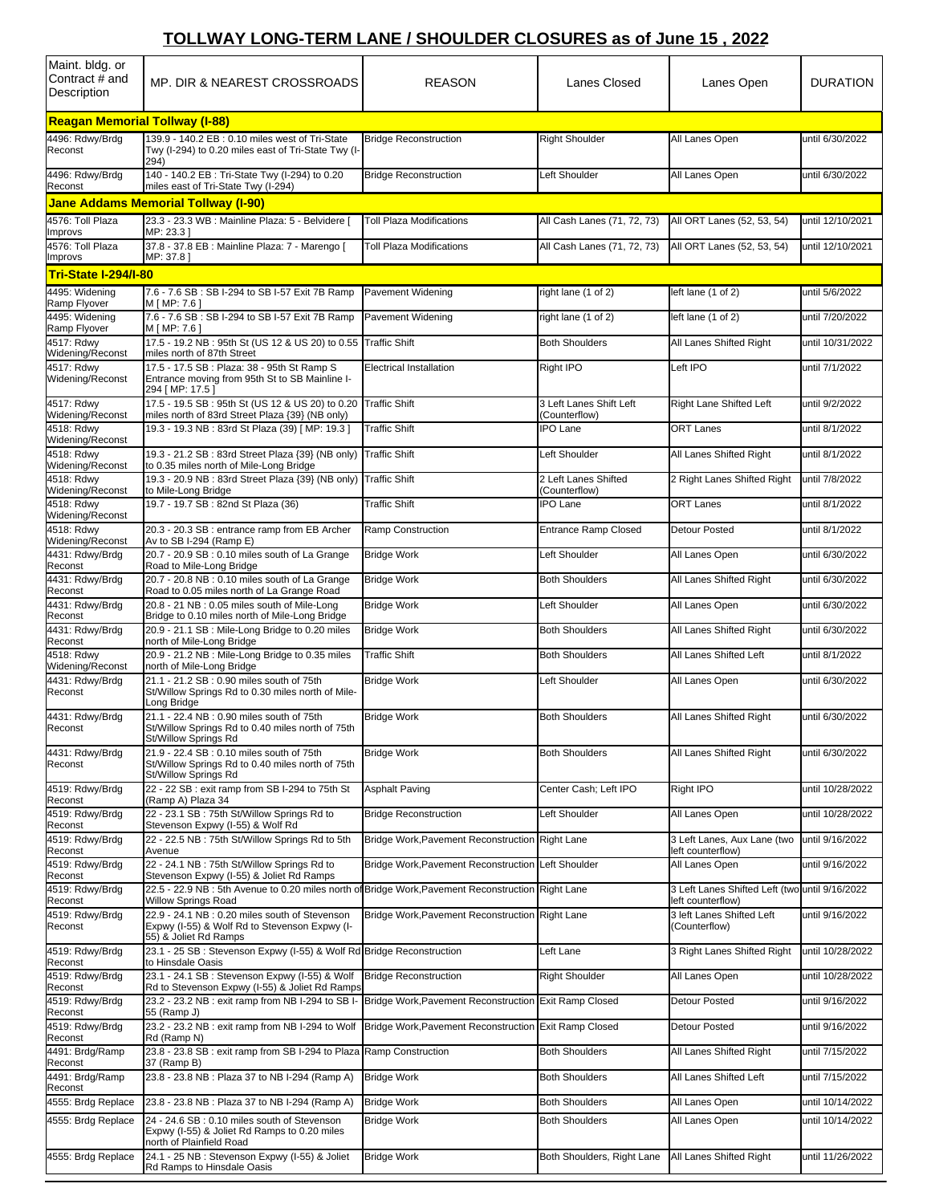## TOLLWAY LONG-TERM LANE / SHOULDER CLOSURES as of June 15 , 2022

| Maint. bldg. or Contract # and Description | MP. DIR & NEAREST CROSSROADS | REASON | Lanes Closed | Lanes Open | DURATION |
|---|---|---|---|---|---|
| **Reagan Memorial Tollway (I-88)** | | | | | |
| 4496: Rdwy/Brdg Reconst | 139.9 - 140.2 EB : 0.10 miles west of Tri-State Twy (I-294) to 0.20 miles east of Tri-State Twy (I-294) | Bridge Reconstruction | Right Shoulder | All Lanes Open | until 6/30/2022 |
| 4496: Rdwy/Brdg Reconst | 140 - 140.2 EB : Tri-State Twy (I-294) to 0.20 miles east of Tri-State Twy (I-294) | Bridge Reconstruction | Left Shoulder | All Lanes Open | until 6/30/2022 |
| **Jane Addams Memorial Tollway (I-90)** | | | | | |
| 4576: Toll Plaza Improvs | 23.3 - 23.3 WB : Mainline Plaza: 5 - Belvidere [ MP: 23.3 ] | Toll Plaza Modifications | All Cash Lanes (71, 72, 73) | All ORT Lanes (52, 53, 54) | until 12/10/2021 |
| 4576: Toll Plaza Improvs | 37.8 - 37.8 EB : Mainline Plaza: 7 - Marengo [ MP: 37.8 ] | Toll Plaza Modifications | All Cash Lanes (71, 72, 73) | All ORT Lanes (52, 53, 54) | until 12/10/2021 |
| **Tri-State I-294/I-80** | | | | | |
| 4495: Widening Ramp Flyover | 7.6 - 7.6 SB : SB I-294 to SB I-57 Exit 7B Ramp M [ MP: 7.6 ] | Pavement Widening | right lane (1 of 2) | left lane (1 of 2) | until 5/6/2022 |
| 4495: Widening Ramp Flyover | 7.6 - 7.6 SB : SB I-294 to SB I-57 Exit 7B Ramp M [ MP: 7.6 ] | Pavement Widening | right lane (1 of 2) | left lane (1 of 2) | until 7/20/2022 |
| 4517: Rdwy Widening/Reconst | 17.5 - 19.2 NB : 95th St (US 12 & US 20) to 0.55 miles north of 87th Street | Traffic Shift | Both Shoulders | All Lanes Shifted Right | until 10/31/2022 |
| 4517: Rdwy Widening/Reconst | 17.5 - 17.5 SB : Plaza: 38 - 95th St Ramp S Entrance moving from 95th St to SB Mainline I-294 [ MP: 17.5 ] | Electrical Installation | Right IPO | Left IPO | until 7/1/2022 |
| 4517: Rdwy Widening/Reconst | 17.5 - 19.5 SB : 95th St (US 12 & US 20) to 0.20 miles north of 83rd Street Plaza {39} (NB only) | Traffic Shift | 3 Left Lanes Shift Left (Counterflow) | Right Lane Shifted Left | until 9/2/2022 |
| 4518: Rdwy Widening/Reconst | 19.3 - 19.3 NB : 83rd St Plaza (39) [ MP: 19.3 ] | Traffic Shift | IPO Lane | ORT Lanes | until 8/1/2022 |
| 4518: Rdwy Widening/Reconst | 19.3 - 21.2 SB : 83rd Street Plaza {39} (NB only) to 0.35 miles north of Mile-Long Bridge | Traffic Shift | Left Shoulder | All Lanes Shifted Right | until 8/1/2022 |
| 4518: Rdwy Widening/Reconst | 19.3 - 20.9 NB : 83rd Street Plaza {39} (NB only) to Mile-Long Bridge | Traffic Shift | 2 Left Lanes Shifted (Counterflow) | 2 Right Lanes Shifted Right | until 7/8/2022 |
| 4518: Rdwy Widening/Reconst | 19.7 - 19.7 SB : 82nd St Plaza (36) | Traffic Shift | IPO Lane | ORT Lanes | until 8/1/2022 |
| 4518: Rdwy Widening/Reconst | 20.3 - 20.3 SB : entrance ramp from EB Archer Av to SB I-294 (Ramp E) | Ramp Construction | Entrance Ramp Closed | Detour Posted | until 8/1/2022 |
| 4431: Rdwy/Brdg Reconst | 20.7 - 20.9 SB : 0.10 miles south of La Grange Road to Mile-Long Bridge | Bridge Work | Left Shoulder | All Lanes Open | until 6/30/2022 |
| 4431: Rdwy/Brdg Reconst | 20.7 - 20.8 NB : 0.10 miles south of La Grange Road to 0.05 miles north of La Grange Road | Bridge Work | Both Shoulders | All Lanes Shifted Right | until 6/30/2022 |
| 4431: Rdwy/Brdg Reconst | 20.8 - 21 NB : 0.05 miles south of Mile-Long Bridge to 0.10 miles north of Mile-Long Bridge | Bridge Work | Left Shoulder | All Lanes Open | until 6/30/2022 |
| 4431: Rdwy/Brdg Reconst | 20.9 - 21.1 SB : Mile-Long Bridge to 0.20 miles north of Mile-Long Bridge | Bridge Work | Both Shoulders | All Lanes Shifted Right | until 6/30/2022 |
| 4518: Rdwy Widening/Reconst | 20.9 - 21.2 NB : Mile-Long Bridge to 0.35 miles north of Mile-Long Bridge | Traffic Shift | Both Shoulders | All Lanes Shifted Left | until 8/1/2022 |
| 4431: Rdwy/Brdg Reconst | 21.1 - 21.2 SB : 0.90 miles south of 75th St/Willow Springs Rd to 0.30 miles north of Mile-Long Bridge | Bridge Work | Left Shoulder | All Lanes Open | until 6/30/2022 |
| 4431: Rdwy/Brdg Reconst | 21.1 - 22.4 NB : 0.90 miles south of 75th St/Willow Springs Rd to 0.40 miles north of 75th St/Willow Springs Rd | Bridge Work | Both Shoulders | All Lanes Shifted Right | until 6/30/2022 |
| 4431: Rdwy/Brdg Reconst | 21.9 - 22.4 SB : 0.10 miles south of 75th St/Willow Springs Rd to 0.40 miles north of 75th St/Willow Springs Rd | Bridge Work | Both Shoulders | All Lanes Shifted Right | until 6/30/2022 |
| 4519: Rdwy/Brdg Reconst | 22 - 22 SB : exit ramp from SB I-294 to 75th St (Ramp A) Plaza 34 | Asphalt Paving | Center Cash; Left IPO | Right IPO | until 10/28/2022 |
| 4519: Rdwy/Brdg Reconst | 22 - 23.1 SB : 75th St/Willow Springs Rd to Stevenson Expwy (I-55) & Wolf Rd | Bridge Reconstruction | Left Shoulder | All Lanes Open | until 10/28/2022 |
| 4519: Rdwy/Brdg Reconst | 22 - 22.5 NB : 75th St/Willow Springs Rd to 5th Avenue | Bridge Work,Pavement Reconstruction | Right Lane | 3 Left Lanes, Aux Lane (two left counterflow) | until 9/16/2022 |
| 4519: Rdwy/Brdg Reconst | 22 - 24.1 NB : 75th St/Willow Springs Rd to Stevenson Expwy (I-55) & Joliet Rd Ramps | Bridge Work,Pavement Reconstruction | Left Shoulder | All Lanes Open | until 9/16/2022 |
| 4519: Rdwy/Brdg Reconst | 22.5 - 22.9 NB : 5th Avenue to 0.20 miles north of Willow Springs Road | Bridge Work,Pavement Reconstruction | Right Lane | 3 Left Lanes Shifted Left (two left counterflow) | until 9/16/2022 |
| 4519: Rdwy/Brdg Reconst | 22.9 - 24.1 NB : 0.20 miles south of Stevenson Expwy (I-55) & Wolf Rd to Stevenson Expwy (I-55) & Joliet Rd Ramps | Bridge Work,Pavement Reconstruction | Right Lane | 3 left Lanes Shifted Left (Counterflow) | until 9/16/2022 |
| 4519: Rdwy/Brdg Reconst | 23.1 - 25 SB : Stevenson Expwy (I-55) & Wolf Rd to Hinsdale Oasis | Bridge Reconstruction | Left Lane | 3 Right Lanes Shifted Right | until 10/28/2022 |
| 4519: Rdwy/Brdg Reconst | 23.1 - 24.1 SB : Stevenson Expwy (I-55) & Wolf Rd to Stevenson Expwy (I-55) & Joliet Rd Ramps | Bridge Reconstruction | Right Shoulder | All Lanes Open | until 10/28/2022 |
| 4519: Rdwy/Brdg Reconst | 23.2 - 23.2 NB : exit ramp from NB I-294 to SB I-55 (Ramp J) | Bridge Work,Pavement Reconstruction | Exit Ramp Closed | Detour Posted | until 9/16/2022 |
| 4519: Rdwy/Brdg Reconst | 23.2 - 23.2 NB : exit ramp from NB I-294 to Wolf Rd (Ramp N) | Bridge Work,Pavement Reconstruction | Exit Ramp Closed | Detour Posted | until 9/16/2022 |
| 4491: Brdg/Ramp Reconst | 23.8 - 23.8 SB : exit ramp from SB I-294 to Plaza 37 (Ramp B) | Ramp Construction | Both Shoulders | All Lanes Shifted Right | until 7/15/2022 |
| 4491: Brdg/Ramp Reconst | 23.8 - 23.8 NB : Plaza 37 to NB I-294 (Ramp A) | Bridge Work | Both Shoulders | All Lanes Shifted Left | until 7/15/2022 |
| 4555: Brdg Replace | 23.8 - 23.8 NB : Plaza 37 to NB I-294 (Ramp A) | Bridge Work | Both Shoulders | All Lanes Open | until 10/14/2022 |
| 4555: Brdg Replace | 24 - 24.6 SB : 0.10 miles south of Stevenson Expwy (I-55) & Joliet Rd Ramps to 0.20 miles north of Plainfield Road | Bridge Work | Both Shoulders | All Lanes Open | until 10/14/2022 |
| 4555: Brdg Replace | 24.1 - 25 NB : Stevenson Expwy (I-55) & Joliet Rd Ramps to Hinsdale Oasis | Bridge Work | Both Shoulders, Right Lane | All Lanes Shifted Right | until 11/26/2022 |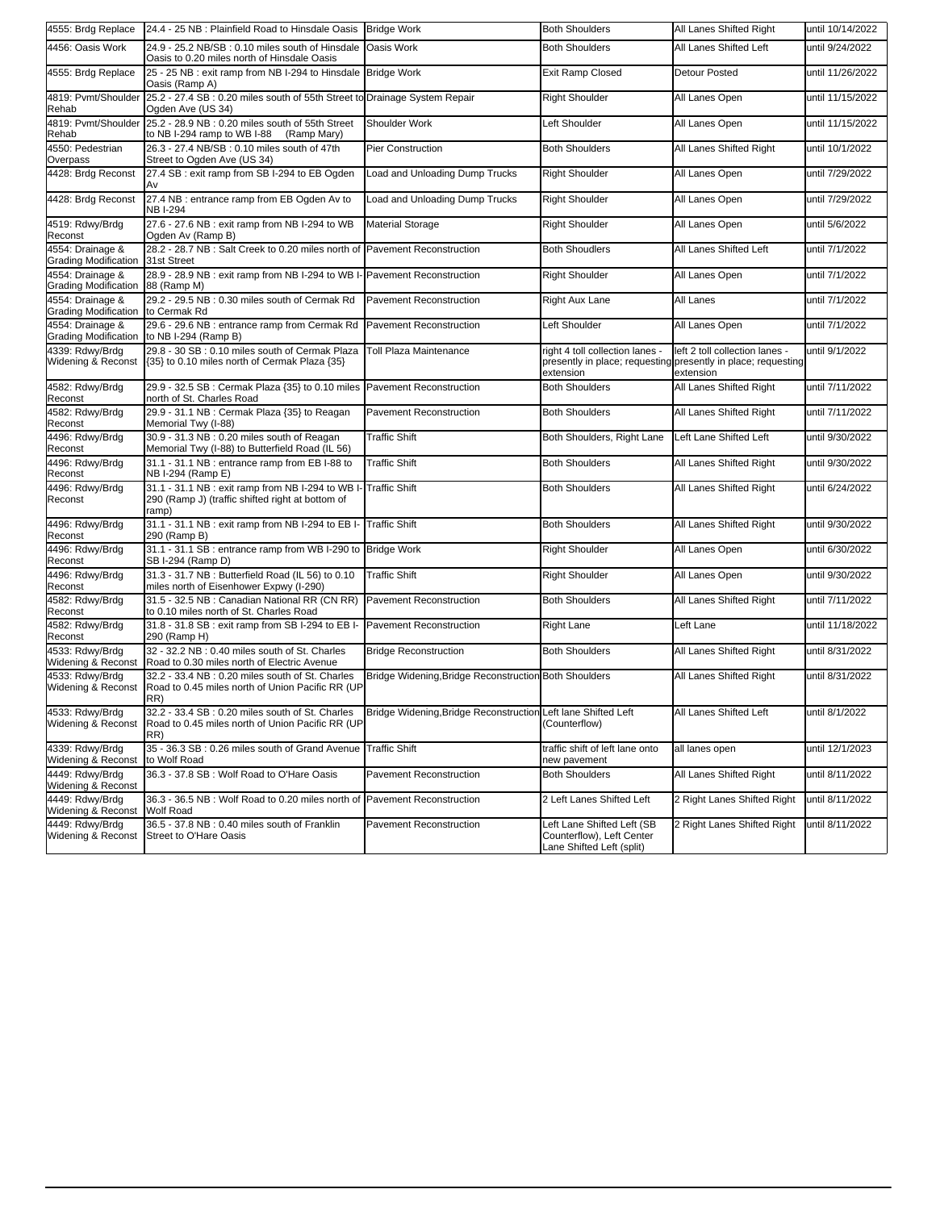| | | | | | |
|---|---|---|---|---|---|
| 4555: Brdg Replace | 24.4 - 25 NB : Plainfield Road to Hinsdale Oasis | Bridge Work | Both Shoulders | All Lanes Shifted Right | until 10/14/2022 |
| 4456: Oasis Work | 24.9 - 25.2 NB/SB : 0.10 miles south of Hinsdale Oasis to 0.20 miles north of Hinsdale Oasis | Oasis Work | Both Shoulders | All Lanes Shifted Left | until 9/24/2022 |
| 4555: Brdg Replace | 25 - 25 NB : exit ramp from NB I-294 to Hinsdale Oasis (Ramp A) | Bridge Work | Exit Ramp Closed | Detour Posted | until 11/26/2022 |
| 4819: Pvmt/Shoulder Rehab | 25.2 - 27.4 SB : 0.20 miles south of 55th Street to Ogden Ave (US 34) | Drainage System Repair | Right Shoulder | All Lanes Open | until 11/15/2022 |
| 4819: Pvmt/Shoulder Rehab | 25.2 - 28.9 NB : 0.20 miles south of 55th Street to NB I-294 ramp to WB I-88 (Ramp Mary) | Shoulder Work | Left Shoulder | All Lanes Open | until 11/15/2022 |
| 4550: Pedestrian Overpass | 26.3 - 27.4 NB/SB : 0.10 miles south of 47th Street to Ogden Ave (US 34) | Pier Construction | Both Shoulders | All Lanes Shifted Right | until 10/1/2022 |
| 4428: Brdg Reconst | 27.4 SB : exit ramp from SB I-294 to EB Ogden Av | Load and Unloading Dump Trucks | Right Shoulder | All Lanes Open | until 7/29/2022 |
| 4428: Brdg Reconst | 27.4 NB : entrance ramp from EB Ogden Av to NB I-294 | Load and Unloading Dump Trucks | Right Shoulder | All Lanes Open | until 7/29/2022 |
| 4519: Rdwy/Brdg Reconst | 27.6 - 27.6 NB : exit ramp from NB I-294 to WB Ogden Av (Ramp B) | Material Storage | Right Shoulder | All Lanes Open | until 5/6/2022 |
| 4554: Drainage & Grading Modification | 28.2 - 28.7 NB : Salt Creek to 0.20 miles north of 31st Street | Pavement Reconstruction | Both Shoudlers | All Lanes Shifted Left | until 7/1/2022 |
| 4554: Drainage & Grading Modification | 28.9 - 28.9 NB : exit ramp from NB I-294 to WB I-88 (Ramp M) | Pavement Reconstruction | Right Shoulder | All Lanes Open | until 7/1/2022 |
| 4554: Drainage & Grading Modification | 29.2 - 29.5 NB : 0.30 miles south of Cermak Rd to Cermak Rd | Pavement Reconstruction | Right Aux Lane | All Lanes | until 7/1/2022 |
| 4554: Drainage & Grading Modification | 29.6 - 29.6 NB : entrance ramp from Cermak Rd to NB I-294 (Ramp B) | Pavement Reconstruction | Left Shoulder | All Lanes Open | until 7/1/2022 |
| 4339: Rdwy/Brdg Widening & Reconst | 29.8 - 30 SB : 0.10 miles south of Cermak Plaza {35} to 0.10 miles north of Cermak Plaza {35} | Toll Plaza Maintenance | right 4 toll collection lanes - presently in place; requesting extension | left 2 toll collection lanes - presently in place; requesting extension | until 9/1/2022 |
| 4582: Rdwy/Brdg Reconst | 29.9 - 32.5 SB : Cermak Plaza {35} to 0.10 miles north of St. Charles Road | Pavement Reconstruction | Both Shoulders | All Lanes Shifted Right | until 7/11/2022 |
| 4582: Rdwy/Brdg Reconst | 29.9 - 31.1 NB : Cermak Plaza {35} to Reagan Memorial Twy (I-88) | Pavement Reconstruction | Both Shoulders | All Lanes Shifted Right | until 7/11/2022 |
| 4496: Rdwy/Brdg Reconst | 30.9 - 31.3 NB : 0.20 miles south of Reagan Memorial Twy (I-88) to Butterfield Road (IL 56) | Traffic Shift | Both Shoulders, Right Lane | Left Lane Shifted Left | until 9/30/2022 |
| 4496: Rdwy/Brdg Reconst | 31.1 - 31.1 NB : entrance ramp from EB I-88 to NB I-294 (Ramp E) | Traffic Shift | Both Shoulders | All Lanes Shifted Right | until 9/30/2022 |
| 4496: Rdwy/Brdg Reconst | 31.1 - 31.1 NB : exit ramp from NB I-294 to WB I-290 (Ramp J) (traffic shifted right at bottom of ramp) | Traffic Shift | Both Shoulders | All Lanes Shifted Right | until 6/24/2022 |
| 4496: Rdwy/Brdg Reconst | 31.1 - 31.1 NB : exit ramp from NB I-294 to EB I-290 (Ramp B) | Traffic Shift | Both Shoulders | All Lanes Shifted Right | until 9/30/2022 |
| 4496: Rdwy/Brdg Reconst | 31.1 - 31.1 SB : entrance ramp from WB I-290 to SB I-294 (Ramp D) | Bridge Work | Right Shoulder | All Lanes Open | until 6/30/2022 |
| 4496: Rdwy/Brdg Reconst | 31.3 - 31.7 NB : Butterfield Road (IL 56) to 0.10 miles north of Eisenhower Expwy (I-290) | Traffic Shift | Right Shoulder | All Lanes Open | until 9/30/2022 |
| 4582: Rdwy/Brdg Reconst | 31.5 - 32.5 NB : Canadian National RR (CN RR) to 0.10 miles north of St. Charles Road | Pavement Reconstruction | Both Shoulders | All Lanes Shifted Right | until 7/11/2022 |
| 4582: Rdwy/Brdg Reconst | 31.8 - 31.8 SB : exit ramp from SB I-294 to EB I-290 (Ramp H) | Pavement Reconstruction | Right Lane | Left Lane | until 11/18/2022 |
| 4533: Rdwy/Brdg Widening & Reconst | 32 - 32.2 NB : 0.40 miles south of St. Charles Road to 0.30 miles north of Electric Avenue | Bridge Reconstruction | Both Shoulders | All Lanes Shifted Right | until 8/31/2022 |
| 4533: Rdwy/Brdg Widening & Reconst | 32.2 - 33.4 NB : 0.20 miles south of St. Charles Road to 0.45 miles north of Union Pacific RR (UP RR) | Bridge Widening,Bridge Reconstruction | Both Shoulders | All Lanes Shifted Right | until 8/31/2022 |
| 4533: Rdwy/Brdg Widening & Reconst | 32.2 - 33.4 SB : 0.20 miles south of St. Charles Road to 0.45 miles north of Union Pacific RR (UP RR) | Bridge Widening,Bridge Reconstruction | Left lane Shifted Left (Counterflow) | All Lanes Shifted Left | until 8/1/2022 |
| 4339: Rdwy/Brdg Widening & Reconst | 35 - 36.3 SB : 0.26 miles south of Grand Avenue to Wolf Road | Traffic Shift | traffic shift of left lane onto new pavement | all lanes open | until 12/1/2023 |
| 4449: Rdwy/Brdg Widening & Reconst | 36.3 - 37.8 SB : Wolf Road to O'Hare Oasis | Pavement Reconstruction | Both Shoulders | All Lanes Shifted Right | until 8/11/2022 |
| 4449: Rdwy/Brdg Widening & Reconst | 36.3 - 36.5 NB : Wolf Road to 0.20 miles north of Wolf Road | Pavement Reconstruction | 2 Left Lanes Shifted Left | 2 Right Lanes Shifted Right | until 8/11/2022 |
| 4449: Rdwy/Brdg Widening & Reconst | 36.5 - 37.8 NB : 0.40 miles south of Franklin Street to O'Hare Oasis | Pavement Reconstruction | Left Lane Shifted Left (SB Counterflow), Left Center Lane Shifted Left (split) | 2 Right Lanes Shifted Right | until 8/11/2022 |